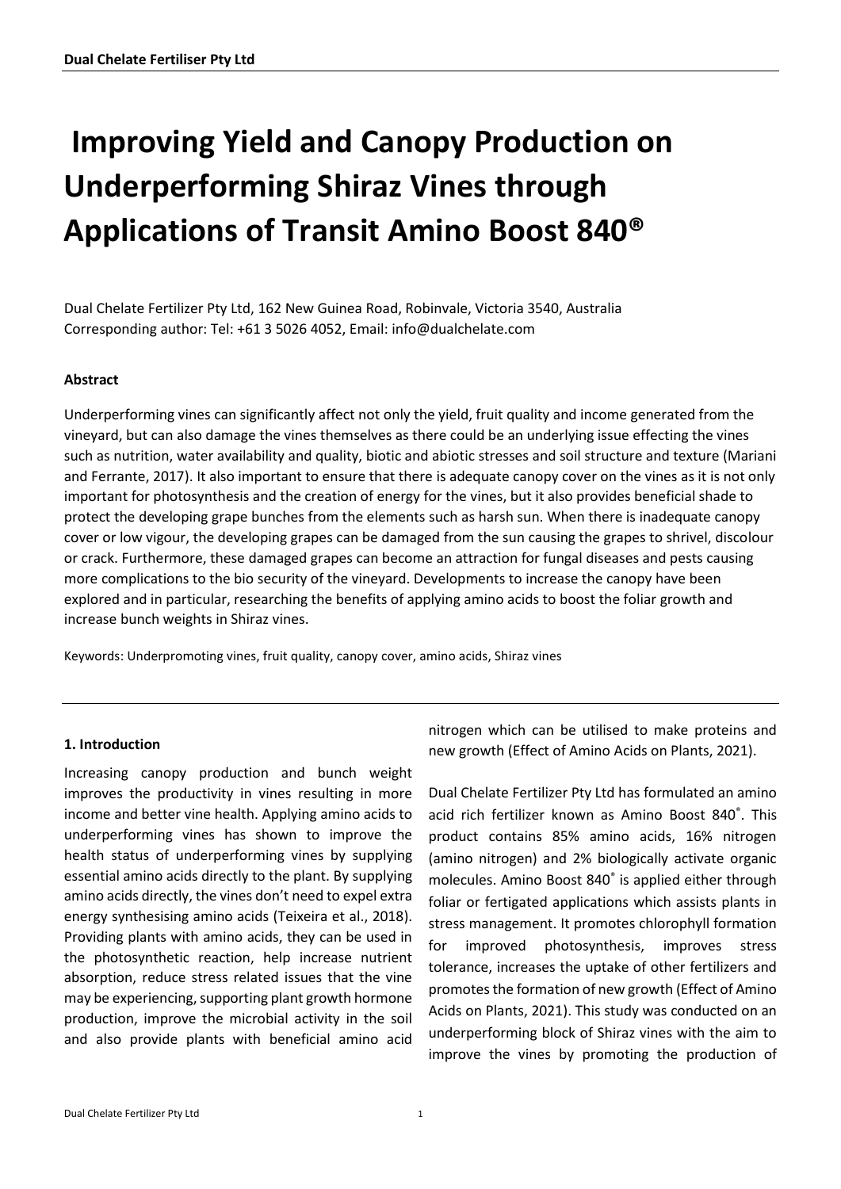# Improving Yield and Canopy Production on Underperforming Shiraz Vines through Applications of Transit Amino Boost 840®

Dual Chelate Fertilizer Pty Ltd, 162 New Guinea Road, Robinvale, Victoria 3540, Australia
Corresponding author: Tel: +61 3 5026 4052, Email: info@dualchelate.com

**Abstract**

Underperforming vines can significantly affect not only the yield, fruit quality and income generated from the vineyard, but can also damage the vines themselves as there could be an underlying issue effecting the vines such as nutrition, water availability and quality, biotic and abiotic stresses and soil structure and texture (Mariani and Ferrante, 2017). It also important to ensure that there is adequate canopy cover on the vines as it is not only important for photosynthesis and the creation of energy for the vines, but it also provides beneficial shade to protect the developing grape bunches from the elements such as harsh sun. When there is inadequate canopy cover or low vigour, the developing grapes can be damaged from the sun causing the grapes to shrivel, discolour or crack. Furthermore, these damaged grapes can become an attraction for fungal diseases and pests causing more complications to the bio security of the vineyard. Developments to increase the canopy have been explored and in particular, researching the benefits of applying amino acids to boost the foliar growth and increase bunch weights in Shiraz vines.

Keywords: Underpromoting vines, fruit quality, canopy cover, amino acids, Shiraz vines

## 1. Introduction

Increasing canopy production and bunch weight improves the productivity in vines resulting in more income and better vine health. Applying amino acids to underperforming vines has shown to improve the health status of underperforming vines by supplying essential amino acids directly to the plant. By supplying amino acids directly, the vines don't need to expel extra energy synthesising amino acids (Teixeira et al., 2018). Providing plants with amino acids, they can be used in the photosynthetic reaction, help increase nutrient absorption, reduce stress related issues that the vine may be experiencing, supporting plant growth hormone production, improve the microbial activity in the soil and also provide plants with beneficial amino acid nitrogen which can be utilised to make proteins and new growth (Effect of Amino Acids on Plants, 2021).

Dual Chelate Fertilizer Pty Ltd has formulated an amino acid rich fertilizer known as Amino Boost 840®. This product contains 85% amino acids, 16% nitrogen (amino nitrogen) and 2% biologically activate organic molecules. Amino Boost 840® is applied either through foliar or fertigated applications which assists plants in stress management. It promotes chlorophyll formation for improved photosynthesis, improves stress tolerance, increases the uptake of other fertilizers and promotes the formation of new growth (Effect of Amino Acids on Plants, 2021). This study was conducted on an underperforming block of Shiraz vines with the aim to improve the vines by promoting the production of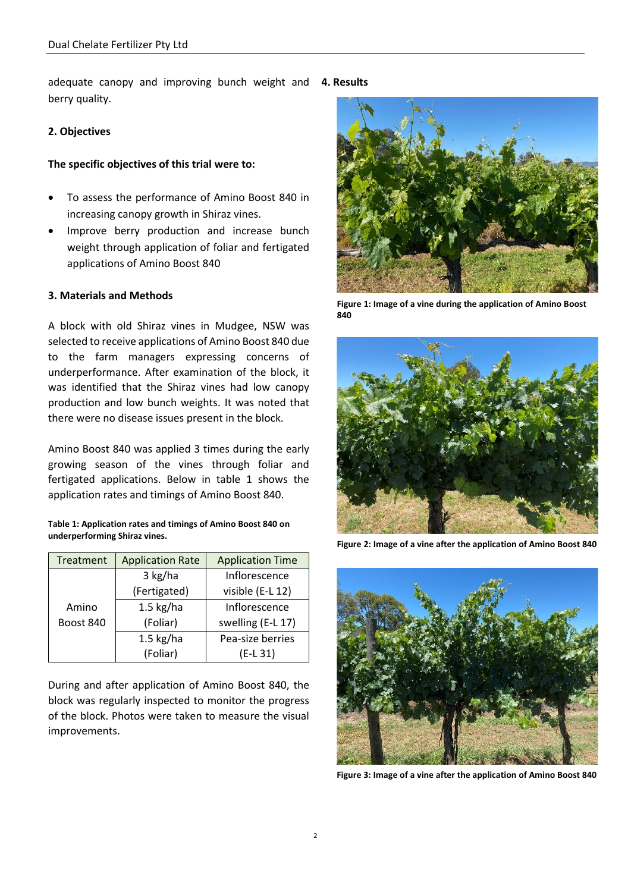adequate canopy and improving bunch weight and berry quality.

## 2. Objectives

**The specific objectives of this trial were to:**

- To assess the performance of Amino Boost 840 in increasing canopy growth in Shiraz vines.
- Improve berry production and increase bunch weight through application of foliar and fertigated applications of Amino Boost 840

## 3. Materials and Methods

A block with old Shiraz vines in Mudgee, NSW was selected to receive applications of Amino Boost 840 due to the farm managers expressing concerns of underperformance. After examination of the block, it was identified that the Shiraz vines had low canopy production and low bunch weights. It was noted that there were no disease issues present in the block.

Amino Boost 840 was applied 3 times during the early growing season of the vines through foliar and fertigated applications. Below in table 1 shows the application rates and timings of Amino Boost 840.

**Table 1: Application rates and timings of Amino Boost 840 on underperforming Shiraz vines.**

| Treatment | Application Rate | Application Time |
|---|---|---|
| Amino Boost 840 | 3 kg/ha (Fertigated) | Inflorescence visible (E-L 12) |
| | 1.5 kg/ha (Foliar) | Inflorescence swelling (E-L 17) |
| | 1.5 kg/ha (Foliar) | Pea-size berries (E-L 31) |

During and after application of Amino Boost 840, the block was regularly inspected to monitor the progress of the block. Photos were taken to measure the visual improvements.

## 4. Results

**Figure 1: Image of a vine during the application of Amino Boost 840**

**Figure 2: Image of a vine after the application of Amino Boost 840**

**Figure 3: Image of a vine after the application of Amino Boost 840**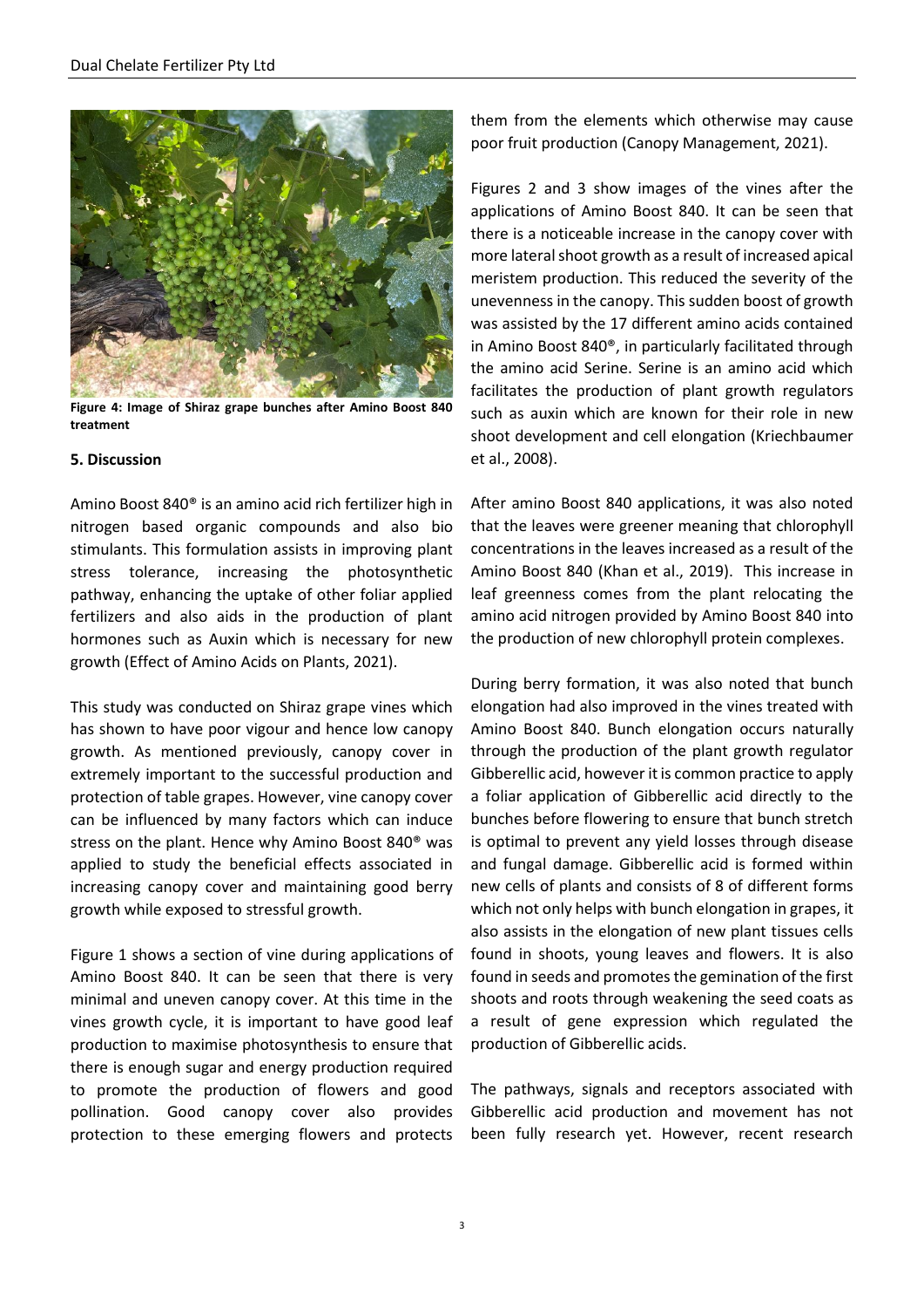**Figure 4: Image of Shiraz grape bunches after Amino Boost 840 treatment**

## 5. Discussion

Amino Boost 840® is an amino acid rich fertilizer high in nitrogen based organic compounds and also bio stimulants. This formulation assists in improving plant stress tolerance, increasing the photosynthetic pathway, enhancing the uptake of other foliar applied fertilizers and also aids in the production of plant hormones such as Auxin which is necessary for new growth (Effect of Amino Acids on Plants, 2021).

This study was conducted on Shiraz grape vines which has shown to have poor vigour and hence low canopy growth. As mentioned previously, canopy cover in extremely important to the successful production and protection of table grapes. However, vine canopy cover can be influenced by many factors which can induce stress on the plant. Hence why Amino Boost 840® was applied to study the beneficial effects associated in increasing canopy cover and maintaining good berry growth while exposed to stressful growth.

Figure 1 shows a section of vine during applications of Amino Boost 840. It can be seen that there is very minimal and uneven canopy cover. At this time in the vines growth cycle, it is important to have good leaf production to maximise photosynthesis to ensure that there is enough sugar and energy production required to promote the production of flowers and good pollination. Good canopy cover also provides protection to these emerging flowers and protects them from the elements which otherwise may cause poor fruit production (Canopy Management, 2021).

Figures 2 and 3 show images of the vines after the applications of Amino Boost 840. It can be seen that there is a noticeable increase in the canopy cover with more lateral shoot growth as a result of increased apical meristem production. This reduced the severity of the unevenness in the canopy. This sudden boost of growth was assisted by the 17 different amino acids contained in Amino Boost 840®, in particularly facilitated through the amino acid Serine. Serine is an amino acid which facilitates the production of plant growth regulators such as auxin which are known for their role in new shoot development and cell elongation (Kriechbaumer et al., 2008).

After amino Boost 840 applications, it was also noted that the leaves were greener meaning that chlorophyll concentrations in the leaves increased as a result of the Amino Boost 840 (Khan et al., 2019). This increase in leaf greenness comes from the plant relocating the amino acid nitrogen provided by Amino Boost 840 into the production of new chlorophyll protein complexes.

During berry formation, it was also noted that bunch elongation had also improved in the vines treated with Amino Boost 840. Bunch elongation occurs naturally through the production of the plant growth regulator Gibberellic acid, however it is common practice to apply a foliar application of Gibberellic acid directly to the bunches before flowering to ensure that bunch stretch is optimal to prevent any yield losses through disease and fungal damage. Gibberellic acid is formed within new cells of plants and consists of 8 of different forms which not only helps with bunch elongation in grapes, it also assists in the elongation of new plant tissues cells found in shoots, young leaves and flowers. It is also found in seeds and promotes the gemination of the first shoots and roots through weakening the seed coats as a result of gene expression which regulated the production of Gibberellic acids.

The pathways, signals and receptors associated with Gibberellic acid production and movement has not been fully research yet. However, recent research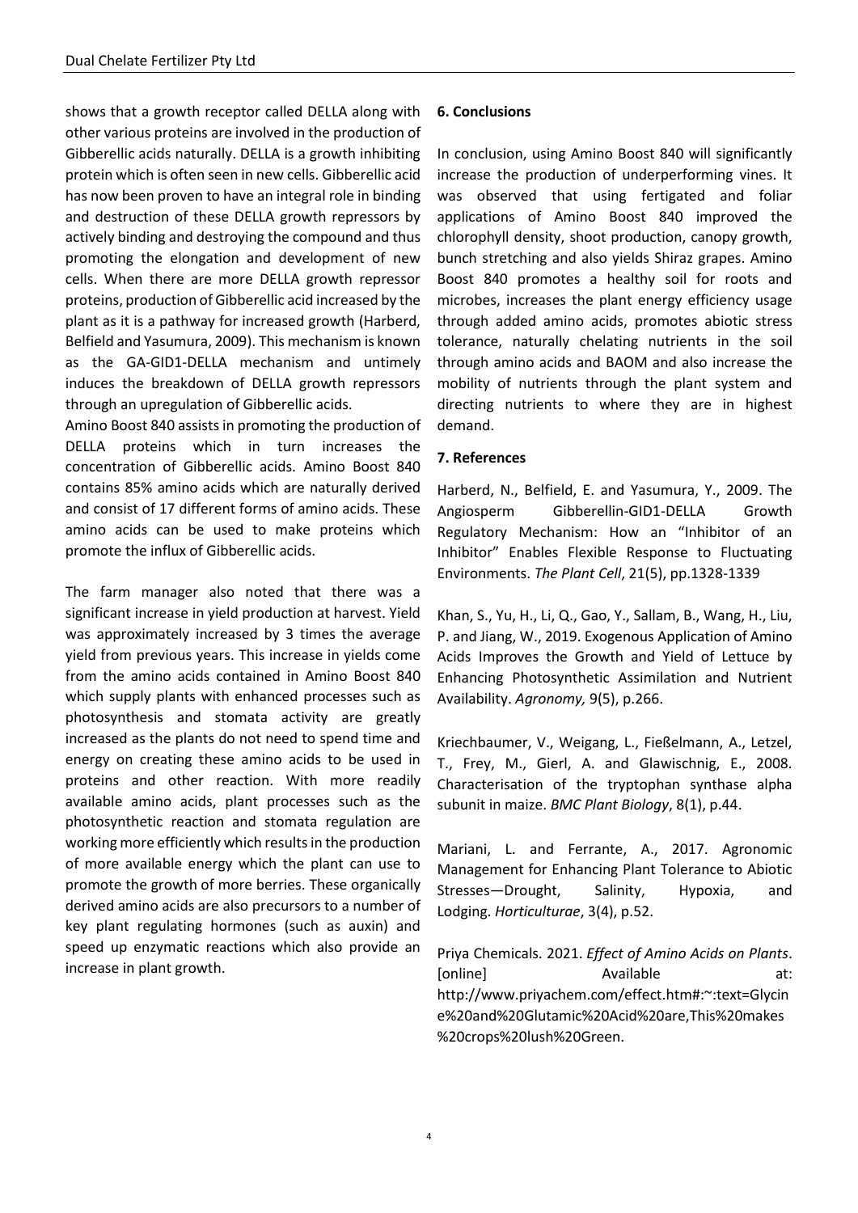shows that a growth receptor called DELLA along with other various proteins are involved in the production of Gibberellic acids naturally. DELLA is a growth inhibiting protein which is often seen in new cells. Gibberellic acid has now been proven to have an integral role in binding and destruction of these DELLA growth repressors by actively binding and destroying the compound and thus promoting the elongation and development of new cells. When there are more DELLA growth repressor proteins, production of Gibberellic acid increased by the plant as it is a pathway for increased growth (Harberd, Belfield and Yasumura, 2009). This mechanism is known as the GA-GID1-DELLA mechanism and untimely induces the breakdown of DELLA growth repressors through an upregulation of Gibberellic acids.
Amino Boost 840 assists in promoting the production of DELLA proteins which in turn increases the concentration of Gibberellic acids. Amino Boost 840 contains 85% amino acids which are naturally derived and consist of 17 different forms of amino acids. These amino acids can be used to make proteins which promote the influx of Gibberellic acids.

The farm manager also noted that there was a significant increase in yield production at harvest. Yield was approximately increased by 3 times the average yield from previous years. This increase in yields come from the amino acids contained in Amino Boost 840 which supply plants with enhanced processes such as photosynthesis and stomata activity are greatly increased as the plants do not need to spend time and energy on creating these amino acids to be used in proteins and other reaction. With more readily available amino acids, plant processes such as the photosynthetic reaction and stomata regulation are working more efficiently which results in the production of more available energy which the plant can use to promote the growth of more berries. These organically derived amino acids are also precursors to a number of key plant regulating hormones (such as auxin) and speed up enzymatic reactions which also provide an increase in plant growth.

**6. Conclusions**

In conclusion, using Amino Boost 840 will significantly increase the production of underperforming vines. It was observed that using fertigated and foliar applications of Amino Boost 840 improved the chlorophyll density, shoot production, canopy growth, bunch stretching and also yields Shiraz grapes. Amino Boost 840 promotes a healthy soil for roots and microbes, increases the plant energy efficiency usage through added amino acids, promotes abiotic stress tolerance, naturally chelating nutrients in the soil through amino acids and BAOM and also increase the mobility of nutrients through the plant system and directing nutrients to where they are in highest demand.

**7. References**

Harberd, N., Belfield, E. and Yasumura, Y., 2009. The Angiosperm Gibberellin-GID1-DELLA Growth Regulatory Mechanism: How an "Inhibitor of an Inhibitor" Enables Flexible Response to Fluctuating Environments. *The Plant Cell*, 21(5), pp.1328-1339

Khan, S., Yu, H., Li, Q., Gao, Y., Sallam, B., Wang, H., Liu, P. and Jiang, W., 2019. Exogenous Application of Amino Acids Improves the Growth and Yield of Lettuce by Enhancing Photosynthetic Assimilation and Nutrient Availability. *Agronomy,* 9(5), p.266.

Kriechbaumer, V., Weigang, L., Fießelmann, A., Letzel, T., Frey, M., Gierl, A. and Glawischnig, E., 2008. Characterisation of the tryptophan synthase alpha subunit in maize. *BMC Plant Biology*, 8(1), p.44.

Mariani, L. and Ferrante, A., 2017. Agronomic Management for Enhancing Plant Tolerance to Abiotic Stresses—Drought, Salinity, Hypoxia, and Lodging. *Horticulturae*, 3(4), p.52.

Priya Chemicals. 2021. *Effect of Amino Acids on Plants*. [online] Available at: http://www.priyachem.com/effect.htm#:~:text=Glycine%20and%20Glutamic%20Acid%20are,This%20makes%20crops%20lush%20Green.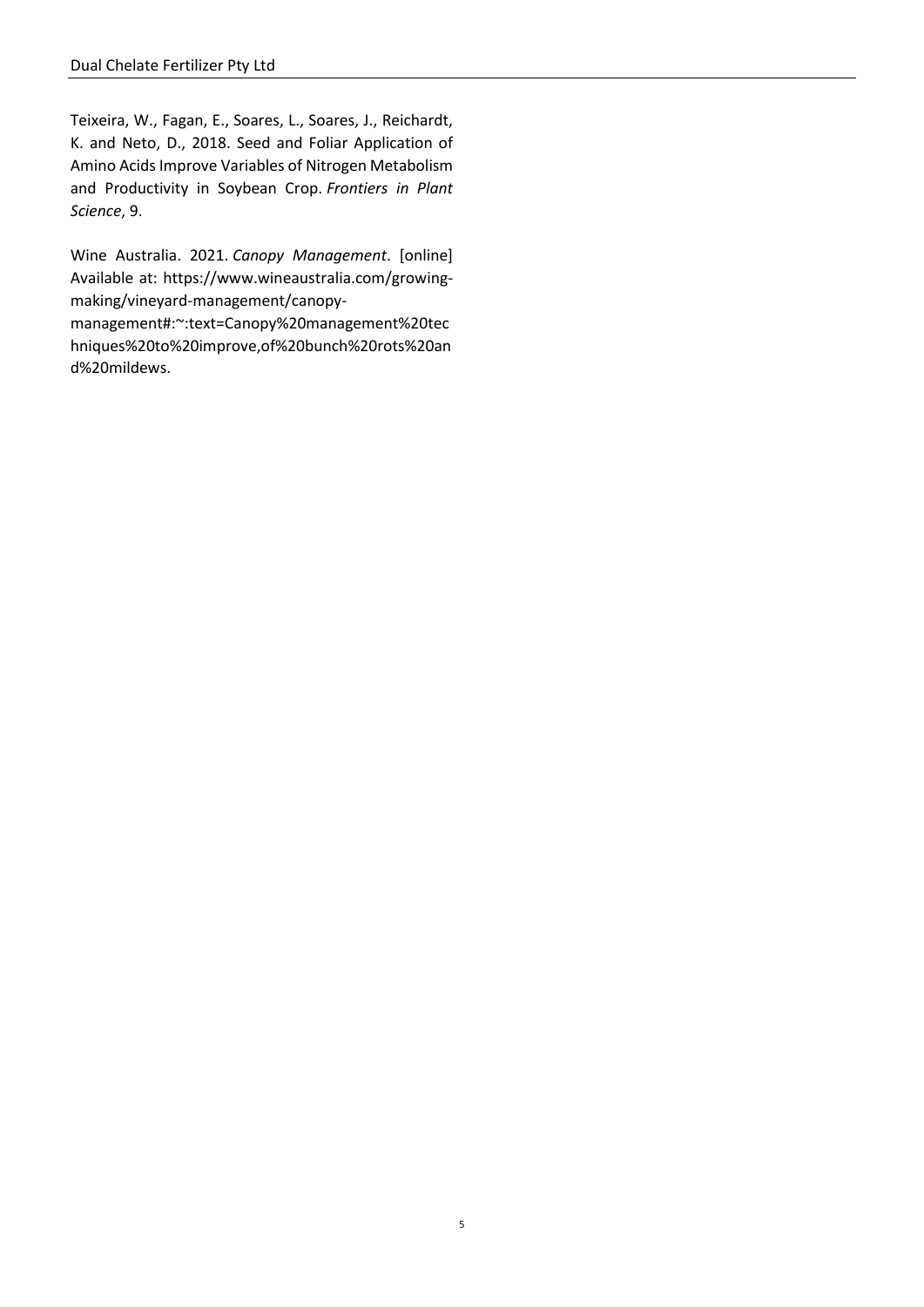Teixeira, W., Fagan, E., Soares, L., Soares, J., Reichardt, K. and Neto, D., 2018. Seed and Foliar Application of Amino Acids Improve Variables of Nitrogen Metabolism and Productivity in Soybean Crop. *Frontiers in Plant Science*, 9.

Wine Australia. 2021. *Canopy Management*. [online] Available at: https://www.wineaustralia.com/growing-making/vineyard-management/canopy-management#:~:text=Canopy%20management%20techniques%20to%20improve,of%20bunch%20rots%20and%20mildews.